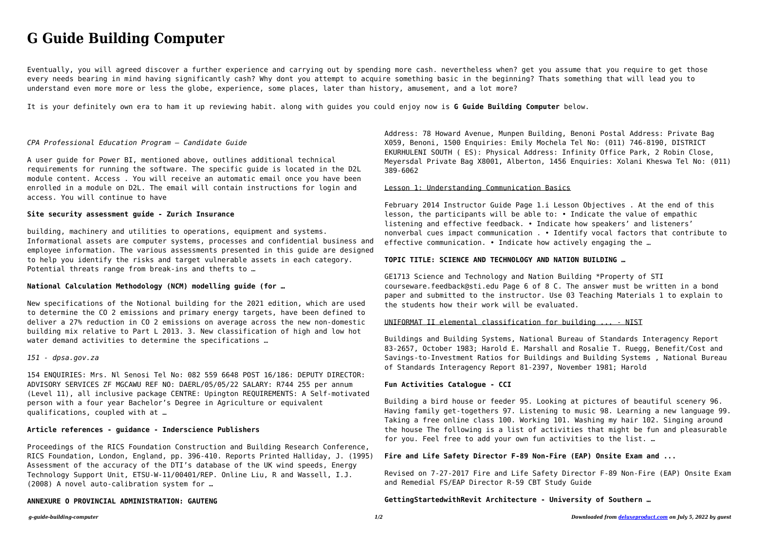# G Guide Building Computer

Eventually, you will agreed discover a further experience and carrying out by spending more cash. nevertheless when? get you assume that you require to get those every needs bearing in mind having significantly cash? Why dont you attempt to acquire something basic in the beginning? Thats something that will lead you to understand even more more or less the globe, experience, some places, later than history, amusement, and a lot more?

It is your definitely own era to ham it up reviewing habit. along with guides you could enjoy now is **G Guide Building Computer** below.

*CPA Professional Education Program – Candidate Guide*

A user guide for Power BI, mentioned above, outlines additional technical requirements for running the software. The specific guide is located in the D2L module content. Access . You will receive an automatic email once you have been enrolled in a module on D2L. The email will contain instructions for login and access. You will continue to have

**Site security assessment guide - Zurich Insurance**

building, machinery and utilities to operations, equipment and systems. Informational assets are computer systems, processes and confidential business and employee information. The various assessments presented in this guide are designed to help you identify the risks and target vulnerable assets in each category. Potential threats range from break-ins and thefts to …

**National Calculation Methodology (NCM) modelling guide (for …**

New specifications of the Notional building for the 2021 edition, which are used to determine the CO 2 emissions and primary energy targets, have been defined to deliver a 27% reduction in CO 2 emissions on average across the new non-domestic building mix relative to Part L 2013. 3. New classification of high and low hot water demand activities to determine the specifications …

*151 - dpsa.gov.za*

154 ENQUIRIES: Mrs. Nl Senosi Tel No: 082 559 6648 POST 16/186: DEPUTY DIRECTOR: ADVISORY SERVICES ZF MGCAWU REF NO: DAERL/05/05/22 SALARY: R744 255 per annum (Level 11), all inclusive package CENTRE: Upington REQUIREMENTS: A Self-motivated person with a four year Bachelor's Degree in Agriculture or equivalent qualifications, coupled with at …

**Article references - guidance - Inderscience Publishers**

Proceedings of the RICS Foundation Construction and Building Research Conference, RICS Foundation, London, England, pp. 396-410. Reports Printed Halliday, J. (1995) Assessment of the accuracy of the DTI's database of the UK wind speeds, Energy Technology Support Unit, ETSU-W-11/00401/REP. Online Liu, R and Wassell, I.J. (2008) A novel auto-calibration system for …

**ANNEXURE O PROVINCIAL ADMINISTRATION: GAUTENG**

Address: 78 Howard Avenue, Munpen Building, Benoni Postal Address: Private Bag X059, Benoni, 1500 Enquiries: Emily Mochela Tel No: (011) 746-8190, DISTRICT EKURHULENI SOUTH ( ES): Physical Address: Infinity Office Park, 2 Robin Close, Meyersdal Private Bag X8001, Alberton, 1456 Enquiries: Xolani Kheswa Tel No: (011) 389-6062

Lesson 1: Understanding Communication Basics

February 2014 Instructor Guide Page 1.i Lesson Objectives . At the end of this lesson, the participants will be able to: • Indicate the value of empathic listening and effective feedback. • Indicate how speakers' and listeners' nonverbal cues impact communication . • Identify vocal factors that contribute to effective communication. • Indicate how actively engaging the …

**TOPIC TITLE: SCIENCE AND TECHNOLOGY AND NATION BUILDING …**

GE1713 Science and Technology and Nation Building *Property of STI courseware.feedback@sti.edu Page 6 of 8 C. The answer must be written in a bond paper and submitted to the instructor. Use 03 Teaching Materials 1 to explain to the students how their work will be evaluated.

UNIFORMAT II elemental classification for building ... - NIST

Buildings and Building Systems, National Bureau of Standards Interagency Report 83-2657, October 1983; Harold E. Marshall and Rosalie T. Ruegg, Benefit/Cost and Savings-to-Investment Ratios for Buildings and Building Systems , National Bureau of Standards Interagency Report 81-2397, November 1981; Harold

**Fun Activities Catalogue - CCI**

Building a bird house or feeder 95. Looking at pictures of beautiful scenery 96. Having family get-togethers 97. Listening to music 98. Learning a new language 99. Taking a free online class 100. Working 101. Washing my hair 102. Singing around the house The following is a list of activities that might be fun and pleasurable for you. Feel free to add your own fun activities to the list. …

**Fire and Life Safety Director F-89 Non-Fire (EAP) Onsite Exam and ...**

Revised on 7-27-2017 Fire and Life Safety Director F-89 Non-Fire (EAP) Onsite Exam and Remedial FS/EAP Director R-59 CBT Study Guide

**GettingStartedwithRevit Architecture - University of Southern …**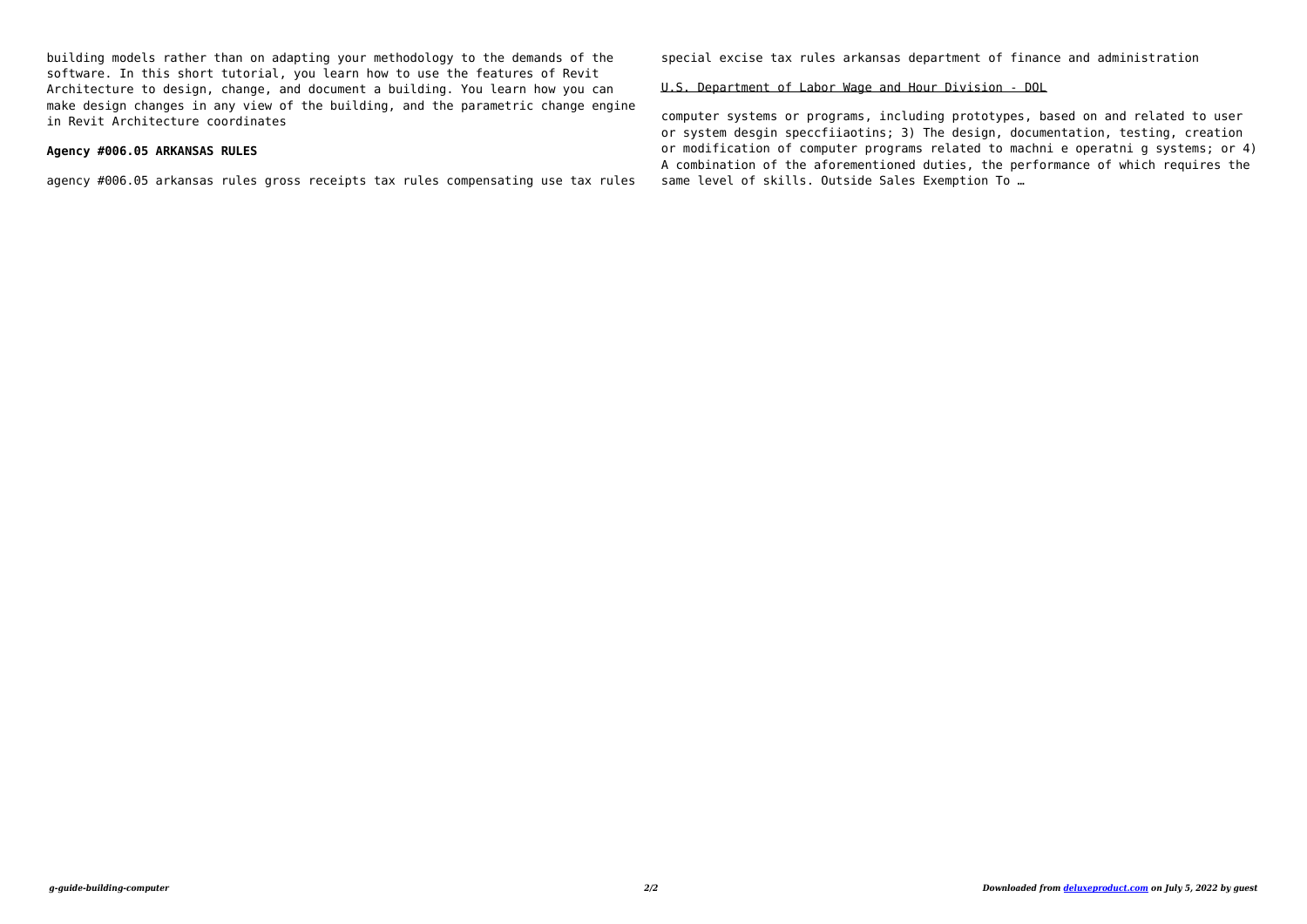building models rather than on adapting your methodology to the demands of the software. In this short tutorial, you learn how to use the features of Revit Architecture to design, change, and document a building. You learn how you can make design changes in any view of the building, and the parametric change engine in Revit Architecture coordinates

**Agency #006.05 ARKANSAS RULES**

agency #006.05 arkansas rules gross receipts tax rules compensating use tax rules special excise tax rules arkansas department of finance and administration

U.S. Department of Labor Wage and Hour Division - DOL

computer systems or programs, including prototypes, based on and related to user or system desgin speccfiiaotins; 3) The design, documentation, testing, creation or modification of computer programs related to machni e operatni g systems; or 4) A combination of the aforementioned duties, the performance of which requires the same level of skills. Outside Sales Exemption To …